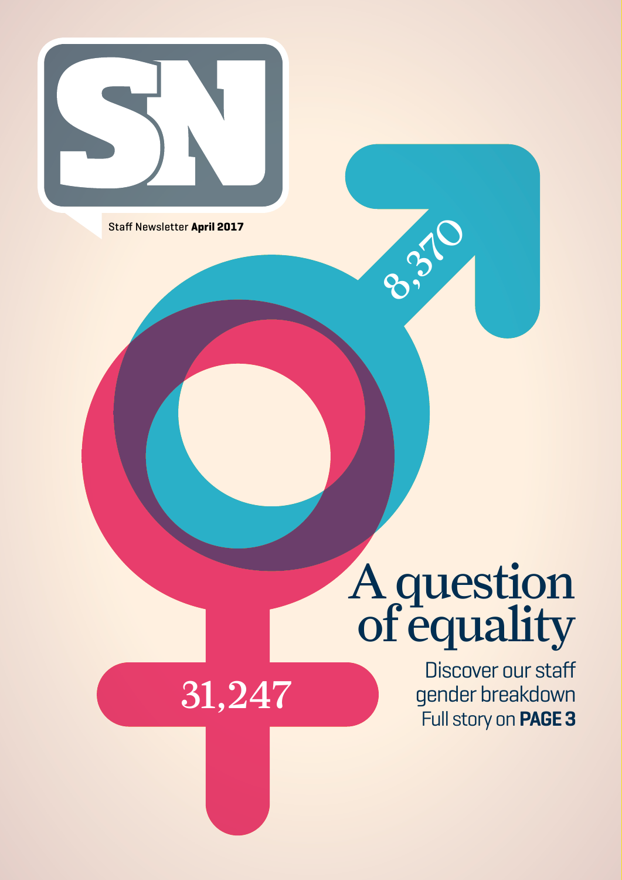SN

Staff Newsletter **April 2017**

8,370

31,247

# A question of equality

Discover our staff gender breakdown

Full story on **PAGE 3**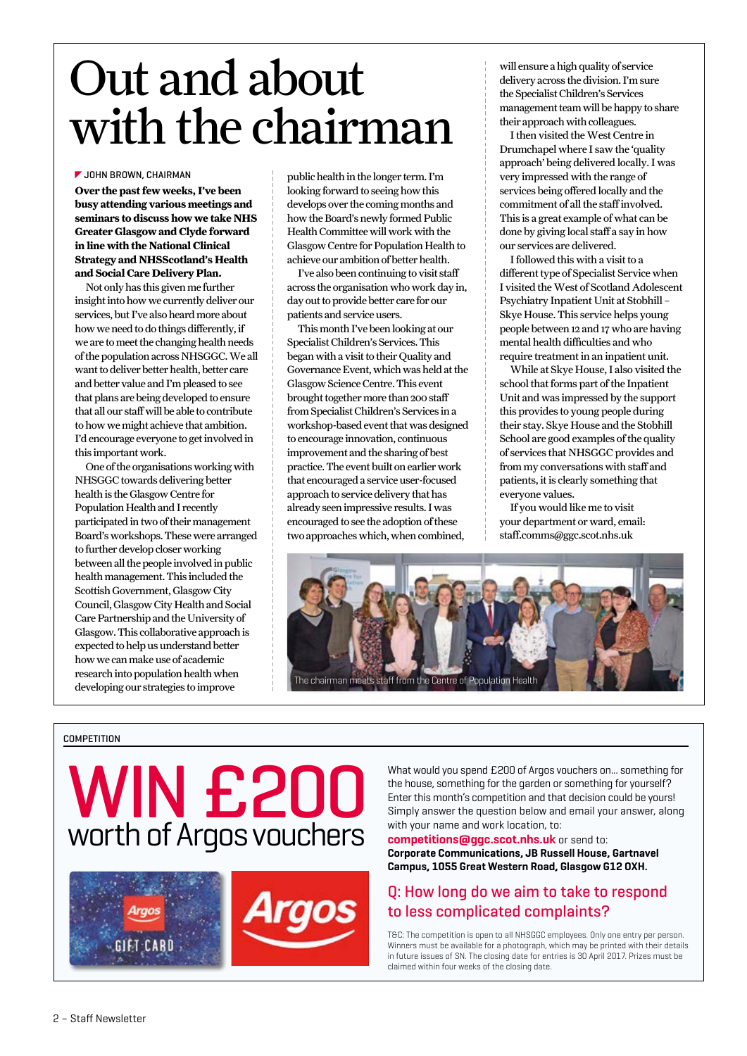# Out and about with the chairman

JOHN BROWN, CHAIRMAN

**Over the past few weeks, I've been busy attending various meetings and seminars to discuss how we take NHS Greater Glasgow and Clyde forward in line with the National Clinical Strategy and NHSScotland's Health and Social Care Delivery Plan.**

Not only has this given me further insight into how we currently deliver our services, but I've also heard more about how we need to do things differently, if we are to meet the changing health needs of the population across NHSGGC. We all want to deliver better health, better care and better value and I'm pleased to see that plans are being developed to ensure that all our staff will be able to contribute to how we might achieve that ambition. I'd encourage everyone to get involved in this important work.

One of the organisations working with NHSGGC towards delivering better health is the Glasgow Centre for Population Health and I recently participated in two of their management Board's workshops. These were arranged to further develop closer working between all the people involved in public health management. This included the Scottish Government, Glasgow City Council, Glasgow City Health and Social Care Partnership and the University of Glasgow. This collaborative approach is expected to help us understand better how we can make use of academic research into population health when developing our strategies to improve public health in the longer term. I'm looking forward to seeing how this develops over the coming months and how the Board's newly formed Public Health Committee will work with the Glasgow Centre for Population Health to achieve our ambition of better health.

I've also been continuing to visit staff across the organisation who work day in, day out to provide better care for our patients and service users.

This month I've been looking at our Specialist Children's Services. This began with a visit to their Quality and Governance Event, which was held at the Glasgow Science Centre. This event brought together more than 200 staff from Specialist Children's Services in a workshop-based event that was designed to encourage innovation, continuous improvement and the sharing of best practice. The event built on earlier work that encouraged a service user-focused approach to service delivery that has already seen impressive results. I was encouraged to see the adoption of these two approaches which, when combined, will ensure a high quality of service delivery across the division. I'm sure the Specialist Children's Services management team will be happy to share their approach with colleagues.

I then visited the West Centre in Drumchapel where I saw the 'quality approach' being delivered locally. I was very impressed with the range of services being offered locally and the commitment of all the staff involved. This is a great example of what can be done by giving local staff a say in how our services are delivered.

I followed this with a visit to a different type of Specialist Service when I visited the West of Scotland Adolescent Psychiatry Inpatient Unit at Stobhill – Skye House. This service helps young people between 12 and 17 who are having mental health difficulties and who require treatment in an inpatient unit.

While at Skye House, I also visited the school that forms part of the Inpatient Unit and was impressed by the support this provides to young people during their stay. Skye House and the Stobhill School are good examples of the quality of services that NHSGGC provides and from my conversations with staff and patients, it is clearly something that everyone values.

If you would like me to visit your department or ward, email: staff.comms@ggc.scot.nhs.uk

The chairman meets staff from the Centre of Population Health

---

COMPETITION

# WIN £200 worth of Argos vouchers

What would you spend £200 of Argos vouchers on... something for the house, something for the garden or something for yourself? Enter this month's competition and that decision could be yours! Simply answer the question below and email your answer, along with your name and work location, to:

**competitions@ggc.scot.nhs.uk** or send to:
**Corporate Communications, JB Russell House, Gartnavel Campus, 1055 Great Western Road, Glasgow G12 0XH.**

## Q: How long do we aim to take to respond to less complicated complaints?

T&C: The competition is open to all NHSGGC employees. Only one entry per person. Winners must be available for a photograph, which may be printed with their details in future issues of SN. The closing date for entries is 30 April 2017. Prizes must be claimed within four weeks of the closing date.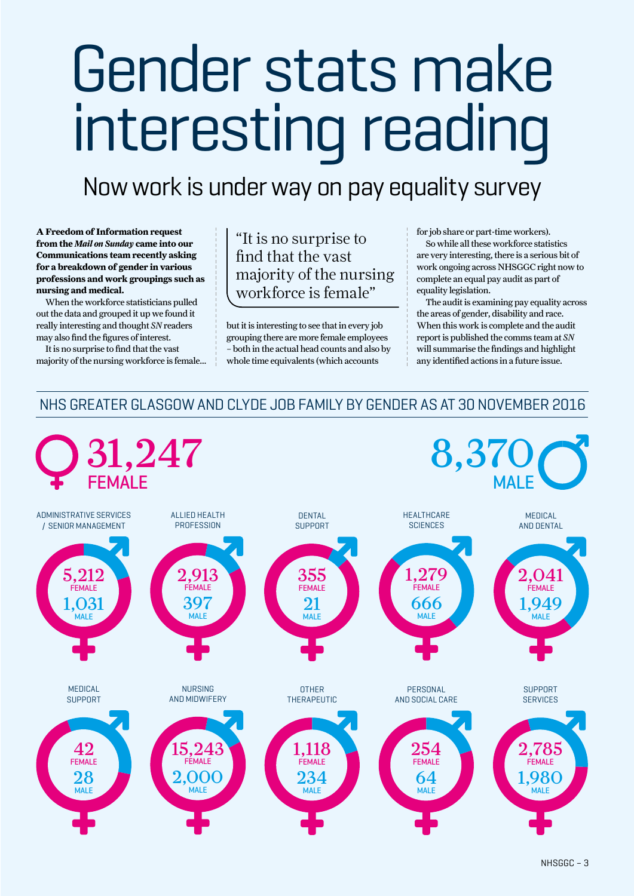# Gender stats make interesting reading

## Now work is under way on pay equality survey

**A Freedom of Information request from the *Mail on Sunday* came into our Communications team recently asking for a breakdown of gender in various professions and work groupings such as nursing and medical.**

When the workforce statisticians pulled out the data and grouped it up we found it really interesting and thought *SN* readers may also find the figures of interest.

It is no surprise to find that the vast majority of the nursing workforce is female...

> "It is no surprise to find that the vast majority of the nursing workforce is female"

but it is interesting to see that in every job grouping there are more female employees – both in the actual head counts and also by whole time equivalents (which accounts for job share or part-time workers).

So while all these workforce statistics are very interesting, there is a serious bit of work ongoing across NHSGGC right now to complete an equal pay audit as part of equality legislation.

The audit is examining pay equality across the areas of gender, disability and race. When this work is complete and the audit report is published the comms team at *SN* will summarise the findings and highlight any identified actions in a future issue.

## NHS GREATER GLASGOW AND CLYDE JOB FAMILY BY GENDER AS AT 30 NOVEMBER 2016

**31,247 FEMALE**

**8,370 MALE**

| Job family | Female | Male |
|---|---|---|
| Administrative Services / Senior Management | 5,212 | 1,031 |
| Allied Health Profession | 2,913 | 397 |
| Dental Support | 355 | 21 |
| Healthcare Sciences | 1,279 | 666 |
| Medical and Dental | 2,041 | 1,949 |
| Medical Support | 42 | 28 |
| Nursing and Midwifery | 15,243 | 2,000 |
| Other Therapeutic | 1,118 | 234 |
| Personal and Social Care | 254 | 64 |
| Support Services | 2,785 | 1,980 |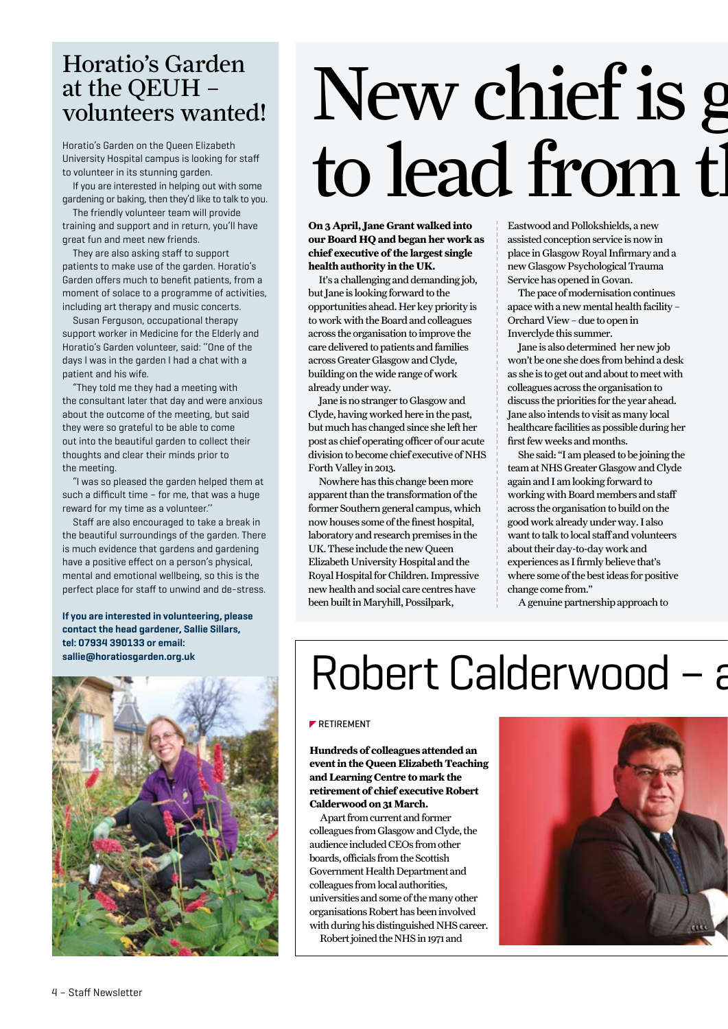## Horatio's Garden at the QEUH – volunteers wanted!

Horatio's Garden on the Queen Elizabeth University Hospital campus is looking for staff to volunteer in its stunning garden.

If you are interested in helping out with some gardening or baking, then they'd like to talk to you.

The friendly volunteer team will provide training and support and in return, you'll have great fun and meet new friends.

They are also asking staff to support patients to make use of the garden. Horatio's Garden offers much to benefit patients, from a moment of solace to a programme of activities, including art therapy and music concerts.

Susan Ferguson, occupational therapy support worker in Medicine for the Elderly and Horatio's Garden volunteer, said: "One of the days I was in the garden I had a chat with a patient and his wife.

"They told me they had a meeting with the consultant later that day and were anxious about the outcome of the meeting, but said they were so grateful to be able to come out into the beautiful garden to collect their thoughts and clear their minds prior to the meeting.

"I was so pleased the garden helped them at such a difficult time – for me, that was a huge reward for my time as a volunteer."

Staff are also encouraged to take a break in the beautiful surroundings of the garden. There is much evidence that gardens and gardening have a positive effect on a person's physical, mental and emotional wellbeing, so this is the perfect place for staff to unwind and de-stress.

**If you are interested in volunteering, please contact the head gardener, Sallie Sillars, tel: 07934 390133 or email: sallie@horatiosgarden.org.uk**

# New chief is g... to lead from t...

**On 3 April, Jane Grant walked into our Board HQ and began her work as chief executive of the largest single health authority in the UK.**

It's a challenging and demanding job, but Jane is looking forward to the opportunities ahead. Her key priority is to work with the Board and colleagues across the organisation to improve the care delivered to patients and families across Greater Glasgow and Clyde, building on the wide range of work already under way.

Jane is no stranger to Glasgow and Clyde, having worked here in the past, but much has changed since she left her post as chief operating officer of our acute division to become chief executive of NHS Forth Valley in 2013.

Nowhere has this change been more apparent than the transformation of the former Southern general campus, which now houses some of the finest hospital, laboratory and research premises in the UK. These include the new Queen Elizabeth University Hospital and the Royal Hospital for Children. Impressive new health and social care centres have been built in Maryhill, Possilpark, Eastwood and Pollokshields, a new assisted conception service is now in place in Glasgow Royal Infirmary and a new Glasgow Psychological Trauma Service has opened in Govan.

The pace of modernisation continues apace with a new mental health facility – Orchard View – due to open in Inverclyde this summer.

Jane is also determined her new job won't be one she does from behind a desk as she is to get out and about to meet with colleagues across the organisation to discuss the priorities for the year ahead. Jane also intends to visit as many local healthcare facilities as possible during her first few weeks and months.

She said: "I am pleased to be joining the team at NHS Greater Glasgow and Clyde again and I am looking forward to working with Board members and staff across the organisation to build on the good work already under way. I also want to talk to local staff and volunteers about their day-to-day work and experiences as I firmly believe that's where some of the best ideas for positive change come from."

A genuine partnership approach to

# Robert Calderwood – a...

RETIREMENT

**Hundreds of colleagues attended an event in the Queen Elizabeth Teaching and Learning Centre to mark the retirement of chief executive Robert Calderwood on 31 March.**

Apart from current and former colleagues from Glasgow and Clyde, the audience included CEOs from other boards, officials from the Scottish Government Health Department and colleagues from local authorities, universities and some of the many other organisations Robert has been involved with during his distinguished NHS career.

Robert joined the NHS in 1971 and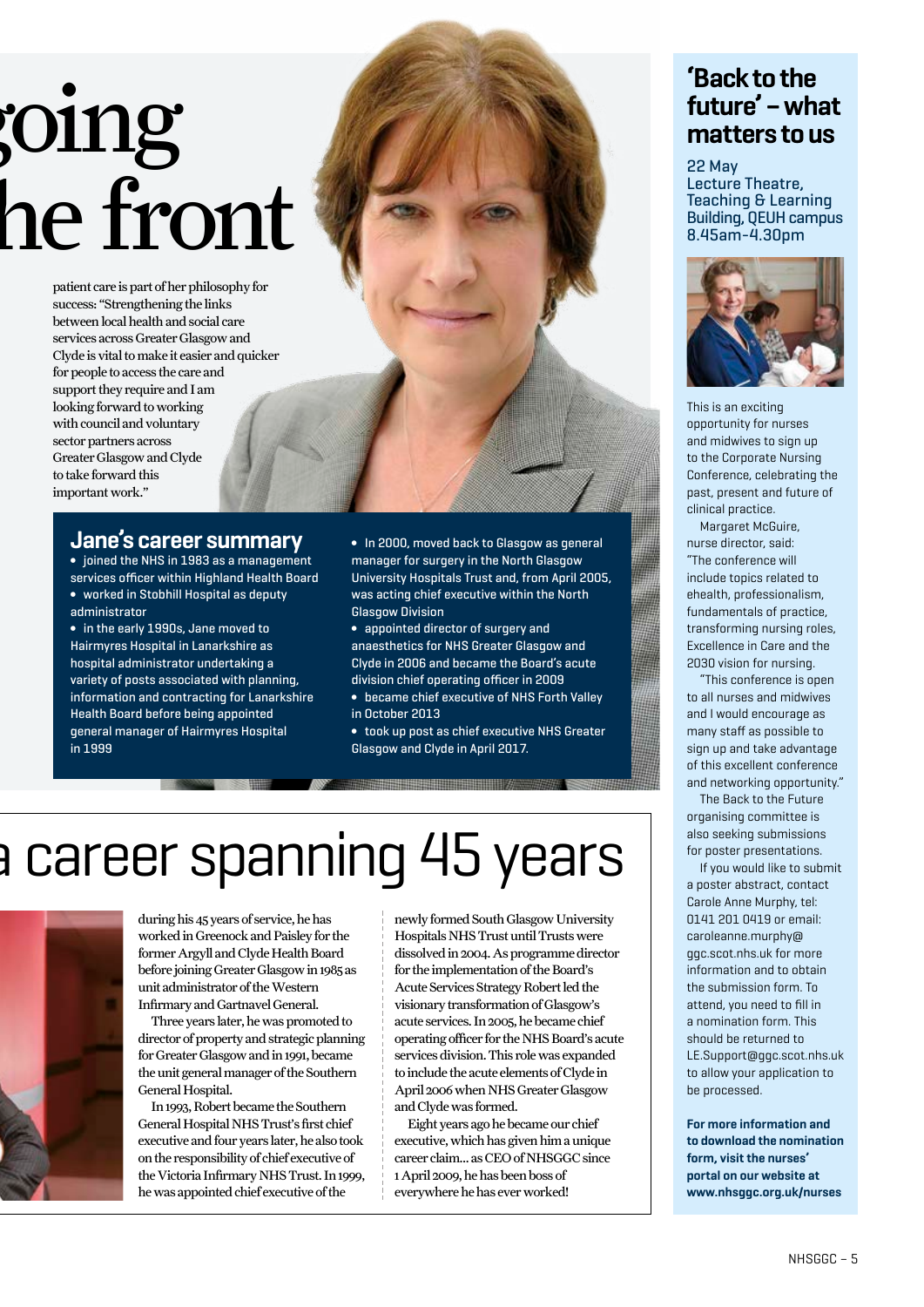# going he front

patient care is part of her philosophy for success: "Strengthening the links between local health and social care services across Greater Glasgow and Clyde is vital to make it easier and quicker for people to access the care and support they require and I am looking forward to working with council and voluntary sector partners across Greater Glasgow and Clyde to take forward this important work."

## Jane's career summary

- joined the NHS in 1983 as a management services officer within Highland Health Board
- worked in Stobhill Hospital as deputy administrator
- in the early 1990s, Jane moved to Hairmyres Hospital in Lanarkshire as hospital administrator undertaking a variety of posts associated with planning, information and contracting for Lanarkshire Health Board before being appointed general manager of Hairmyres Hospital in 1999
- In 2000, moved back to Glasgow as general manager for surgery in the North Glasgow University Hospitals Trust and, from April 2005, was acting chief executive within the North Glasgow Division
- appointed director of surgery and anaesthetics for NHS Greater Glasgow and Clyde in 2006 and became the Board's acute division chief operating officer in 2009
- became chief executive of NHS Forth Valley in October 2013
- took up post as chief executive NHS Greater Glasgow and Clyde in April 2017.

# a career spanning 45 years

during his 45 years of service, he has worked in Greenock and Paisley for the former Argyll and Clyde Health Board before joining Greater Glasgow in 1985 as unit administrator of the Western Infirmary and Gartnavel General.

Three years later, he was promoted to director of property and strategic planning for Greater Glasgow and in 1991, became the unit general manager of the Southern General Hospital.

In 1993, Robert became the Southern General Hospital NHS Trust's first chief executive and four years later, he also took on the responsibility of chief executive of the Victoria Infirmary NHS Trust. In 1999, he was appointed chief executive of the newly formed South Glasgow University Hospitals NHS Trust until Trusts were dissolved in 2004. As programme director for the implementation of the Board's Acute Services Strategy Robert led the visionary transformation of Glasgow's acute services. In 2005, he became chief operating officer for the NHS Board's acute services division. This role was expanded to include the acute elements of Clyde in April 2006 when NHS Greater Glasgow and Clyde was formed.

Eight years ago he became our chief executive, which has given him a unique career claim... as CEO of NHSGGC since 1 April 2009, he has been boss of everywhere he has ever worked!

## 'Back to the future' – what matters to us

22 May
Lecture Theatre, Teaching & Learning Building, QEUH campus
8.45am-4.30pm

This is an exciting opportunity for nurses and midwives to sign up to the Corporate Nursing Conference, celebrating the past, present and future of clinical practice.

Margaret McGuire, nurse director, said: "The conference will include topics related to ehealth, professionalism, fundamentals of practice, transforming nursing roles, Excellence in Care and the 2030 vision for nursing.

"This conference is open to all nurses and midwives and I would encourage as many staff as possible to sign up and take advantage of this excellent conference and networking opportunity."

The Back to the Future organising committee is also seeking submissions for poster presentations.

If you would like to submit a poster abstract, contact Carole Anne Murphy, tel: 0141 201 0419 or email: caroleanne.murphy@ggc.scot.nhs.uk for more information and to obtain the submission form. To attend, you need to fill in a nomination form. This should be returned to LE.Support@ggc.scot.nhs.uk to allow your application to be processed.

**For more information and to download the nomination form, visit the nurses' portal on our website at www.nhsggc.org.uk/nurses**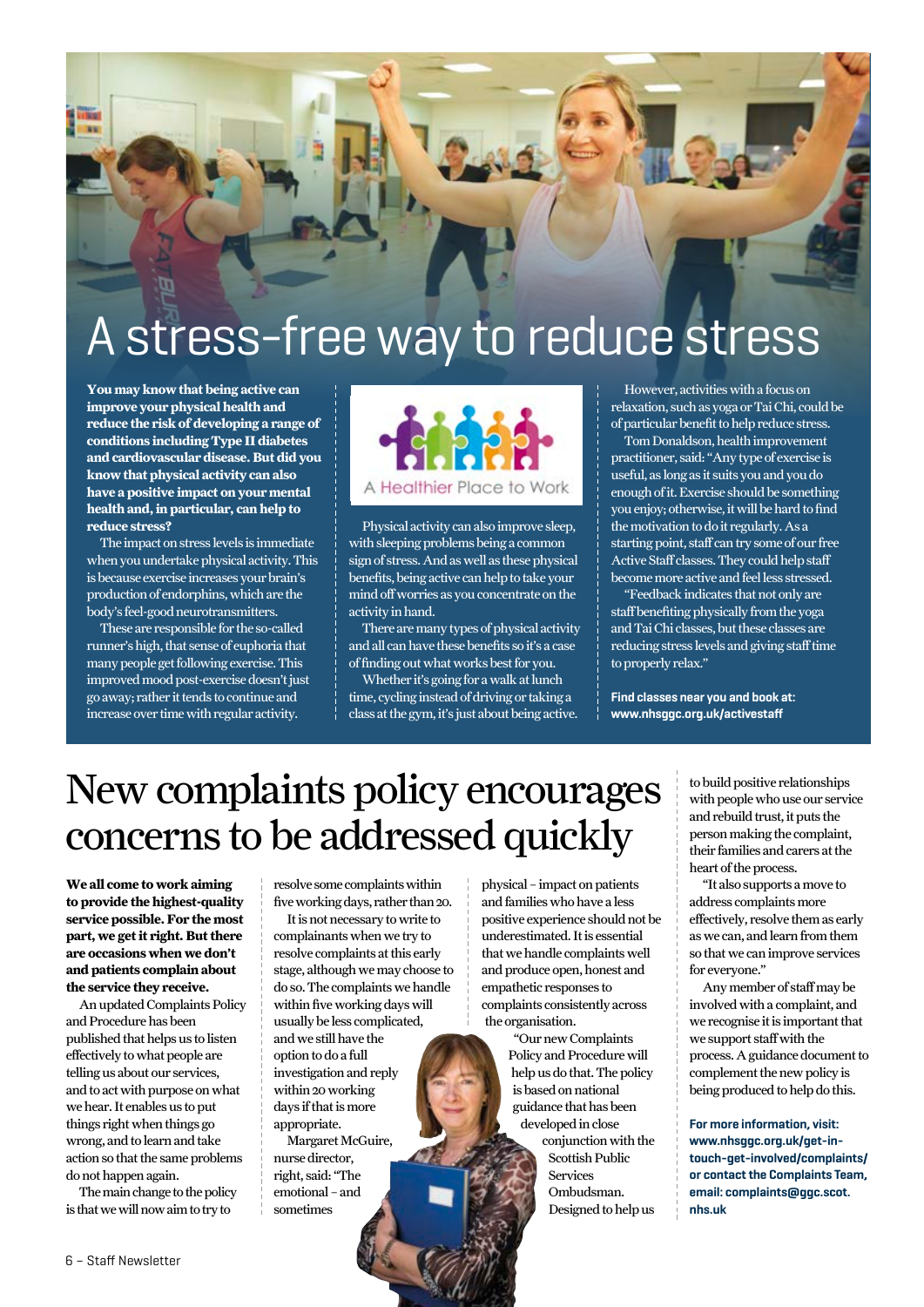# A stress-free way to reduce stress

**You may know that being active can improve your physical health and reduce the risk of developing a range of conditions including Type II diabetes and cardiovascular disease. But did you know that physical activity can also have a positive impact on your mental health and, in particular, can help to reduce stress?**

The impact on stress levels is immediate when you undertake physical activity. This is because exercise increases your brain's production of endorphins, which are the body's feel-good neurotransmitters.

These are responsible for the so-called runner's high, that sense of euphoria that many people get following exercise. This improved mood post-exercise doesn't just go away; rather it tends to continue and increase over time with regular activity.

A Healthier Place to Work

Physical activity can also improve sleep, with sleeping problems being a common sign of stress. And as well as these physical benefits, being active can help to take your mind off worries as you concentrate on the activity in hand.

There are many types of physical activity and all can have these benefits so it's a case of finding out what works best for you.

Whether it's going for a walk at lunch time, cycling instead of driving or taking a class at the gym, it's just about being active.

However, activities with a focus on relaxation, such as yoga or Tai Chi, could be of particular benefit to help reduce stress.

Tom Donaldson, health improvement practitioner, said: "Any type of exercise is useful, as long as it suits you and you do enough of it. Exercise should be something you enjoy; otherwise, it will be hard to find the motivation to do it regularly. As a starting point, staff can try some of our free Active Staff classes. They could help staff become more active and feel less stressed.

"Feedback indicates that not only are staff benefiting physically from the yoga and Tai Chi classes, but these classes are reducing stress levels and giving staff time to properly relax."

**Find classes near you and book at: www.nhsggc.org.uk/activestaff**

# New complaints policy encourages concerns to be addressed quickly

**We all come to work aiming to provide the highest-quality service possible. For the most part, we get it right. But there are occasions when we don't and patients complain about the service they receive.**

An updated Complaints Policy and Procedure has been published that helps us to listen effectively to what people are telling us about our services, and to act with purpose on what we hear. It enables us to put things right when things go wrong, and to learn and take action so that the same problems do not happen again.

The main change to the policy is that we will now aim to try to resolve some complaints within five working days, rather than 20.

It is not necessary to write to complainants when we try to resolve complaints at this early stage, although we may choose to do so. The complaints we handle within five working days will usually be less complicated, and we still have the option to do a full investigation and reply within 20 working days if that is more appropriate.

Margaret McGuire, nurse director, right, said: "The emotional – and sometimes physical – impact on patients and families who have a less positive experience should not be underestimated. It is essential that we handle complaints well and produce open, honest and empathetic responses to complaints consistently across the organisation.

"Our new Complaints Policy and Procedure will help us do that. The policy is based on national guidance that has been developed in close conjunction with the Scottish Public Services Ombudsman. Designed to help us to build positive relationships with people who use our service and rebuild trust, it puts the person making the complaint, their families and carers at the heart of the process.

"It also supports a move to address complaints more effectively, resolve them as early as we can, and learn from them so that we can improve services for everyone."

Any member of staff may be involved with a complaint, and we recognise it is important that we support staff with the process. A guidance document to complement the new policy is being produced to help do this.

**For more information, visit: www.nhsggc.org.uk/get-in-touch-get-involved/complaints/ or contact the Complaints Team, email: complaints@ggc.scot.nhs.uk**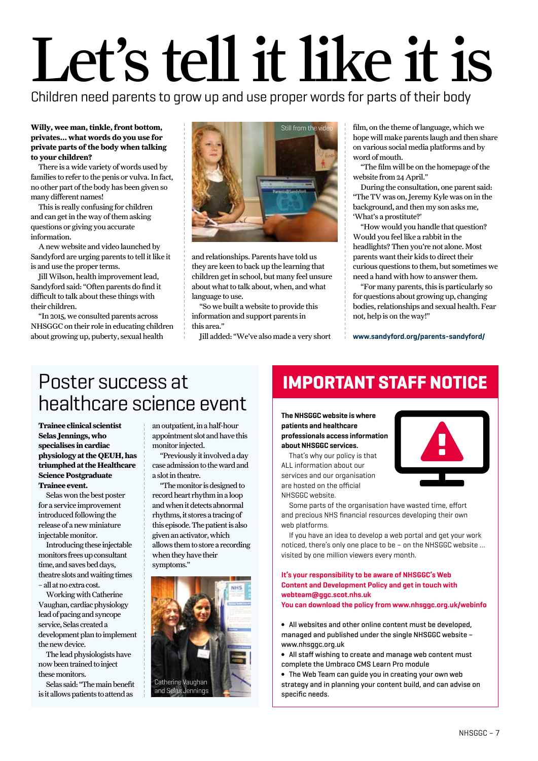# Let's tell it like it is

Children need parents to grow up and use proper words for parts of their body

**Willy, wee man, tinkle, front bottom, privates... what words do you use for private parts of the body when talking to your children?**

There is a wide variety of words used by families to refer to the penis or vulva. In fact, no other part of the body has been given so many different names!

This is really confusing for children and can get in the way of them asking questions or giving you accurate information.

A new website and video launched by Sandyford are urging parents to tell it like it is and use the proper terms.

Jill Wilson, health improvement lead, Sandyford said: "Often parents do find it difficult to talk about these things with their children.

"In 2015, we consulted parents across NHSGGC on their role in educating children about growing up, puberty, sexual health and relationships. Parents have told us they are keen to back up the learning that children get in school, but many feel unsure about what to talk about, when, and what language to use.

"So we built a website to provide this information and support parents in this area."

Still from the video

Jill added: "We've also made a very short film, on the theme of language, which we hope will make parents laugh and then share on various social media platforms and by word of mouth.

"The film will be on the homepage of the website from 24 April."

During the consultation, one parent said: "The TV was on, Jeremy Kyle was on in the background, and then my son asks me, 'What's a prostitute?'

"How would you handle that question? Would you feel like a rabbit in the headlights? Then you're not alone. Most parents want their kids to direct their curious questions to them, but sometimes we need a hand with how to answer them.

"For many parents, this is particularly so for questions about growing up, changing bodies, relationships and sexual health. Fear not, help is on the way!"

**www.sandyford.org/parents-sandyford/**

## Poster success at healthcare science event

**Trainee clinical scientist Selas Jennings, who specialises in cardiac physiology at the QEUH, has triumphed at the Healthcare Science Postgraduate Trainee event.**

Selas won the best poster for a service improvement introduced following the release of a new miniature injectable monitor.

Introducing these injectable monitors frees up consultant time, and saves bed days, theatre slots and waiting times – all at no extra cost.

Working with Catherine Vaughan, cardiac physiology lead of pacing and syncope service, Selas created a development plan to implement the new device.

The lead physiologists have now been trained to inject these monitors.

Selas said: "The main benefit is it allows patients to attend as an outpatient, in a half-hour appointment slot and have this monitor injected.

"Previously it involved a day case admission to the ward and a slot in theatre.

"The monitor is designed to record heart rhythm in a loop and when it detects abnormal rhythms, it stores a tracing of this episode. The patient is also given an activator, which allows them to store a recording when they have their symptoms."

Catherine Vaughan and Selas Jennings

## IMPORTANT STAFF NOTICE

**The NHSGGC website is where patients and healthcare professionals access information about NHSGGC services.**

That's why our policy is that ALL information about our services and our organisation are hosted on the official NHSGGC website.

Some parts of the organisation have wasted time, effort and precious NHS financial resources developing their own web platforms.

If you have an idea to develop a web portal and get your work noticed, there's only one place to be – on the NHSGGC website ... visited by one million viewers every month.

**It's your responsibility to be aware of NHSGGC's Web Content and Development Policy and get in touch with webteam@ggc.scot.nhs.uk**
**You can download the policy from www.nhsggc.org.uk/webinfo**

- All websites and other online content must be developed, managed and published under the single NHSGGC website – www.nhsggc.org.uk
- All staff wishing to create and manage web content must complete the Umbraco CMS Learn Pro module
- The Web Team can guide you in creating your own web strategy and in planning your content build, and can advise on specific needs.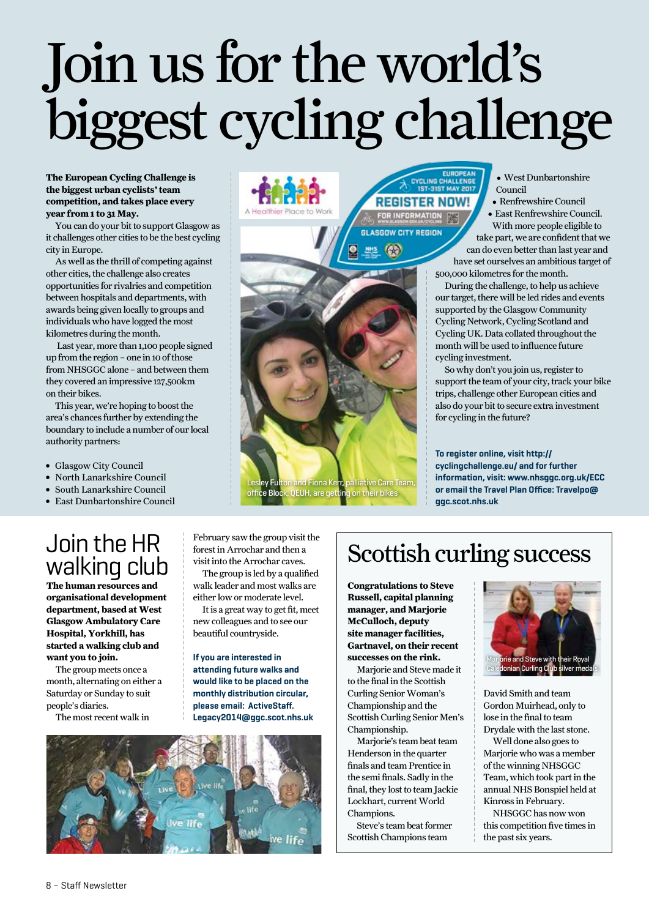# Join us for the world's biggest cycling challenge

**The European Cycling Challenge is the biggest urban cyclists' team competition, and takes place every year from 1 to 31 May.**

You can do your bit to support Glasgow as it challenges other cities to be the best cycling city in Europe.

As well as the thrill of competing against other cities, the challenge also creates opportunities for rivalries and competition between hospitals and departments, with awards being given locally to groups and individuals who have logged the most kilometres during the month.

Last year, more than 1,100 people signed up from the region – one in 10 of those from NHSGGC alone – and between them they covered an impressive 127,500km on their bikes.

This year, we're hoping to boost the area's chances further by extending the boundary to include a number of our local authority partners:

- Glasgow City Council
- North Lanarkshire Council
- South Lanarkshire Council
- East Dunbartonshire Council
- West Dunbartonshire Council
- Renfrewshire Council
- East Renfrewshire Council.

With more people eligible to take part, we are confident that we can do even better than last year and have set ourselves an ambitious target of 500,000 kilometres for the month.

During the challenge, to help us achieve our target, there will be led rides and events supported by the Glasgow Community Cycling Network, Cycling Scotland and Cycling UK. Data collated throughout the month will be used to influence future cycling investment.

So why don't you join us, register to support the team of your city, track your bike trips, challenge other European cities and also do your bit to secure extra investment for cycling in the future?

**To register online, visit http://cyclingchallenge.eu/ and for further information, visit: www.nhsggc.org.uk/ECC or email the Travel Plan Office: Travelpo@ggc.scot.nhs.uk**

A Healthier Place to Work

EUROPEAN CYCLING CHALLENGE 1ST-31ST MAY 2017
REGISTER NOW!
FOR INFORMATION WWW.GLASGOW.GOV.UK/CYCLING
GLASGOW CITY REGION

Lesley Fulton and Fiona Kerr, palliative Care Team, office Block, QEUH, are getting on their bikes

## Join the HR walking club

**The human resources and organisational development department, based at West Glasgow Ambulatory Care Hospital, Yorkhill, has started a walking club and want you to join.**

The group meets once a month, alternating on either a Saturday or Sunday to suit people's diaries.

The most recent walk in February saw the group visit the forest in Arrochar and then a visit into the Arrochar caves.

The group is led by a qualified walk leader and most walks are either low or moderate level.

It is a great way to get fit, meet new colleagues and to see our beautiful countryside.

**If you are interested in attending future walks and would like to be placed on the monthly distribution circular, please email: ActiveStaff.Legacy2014@ggc.scot.nhs.uk**

## Scottish curling success

**Congratulations to Steve Russell, capital planning manager, and Marjorie McCulloch, deputy site manager facilities, Gartnavel, on their recent successes on the rink.**

Marjorie and Steve made it to the final in the Scottish Curling Senior Woman's Championship and the Scottish Curling Senior Men's Championship.

Marjorie's team beat team Henderson in the quarter finals and team Prentice in the semi finals. Sadly in the final, they lost to team Jackie Lockhart, current World Champions.

Steve's team beat former Scottish Champions team David Smith and team Gordon Muirhead, only to lose in the final to team Drydale with the last stone.

Well done also goes to Marjorie who was a member of the winning NHSGGC Team, which took part in the annual NHS Bonspiel held at Kinross in February.

NHSGGC has now won this competition five times in the past six years.

Marjorie and Steve with their Royal Caledonian Curling Club silver medals